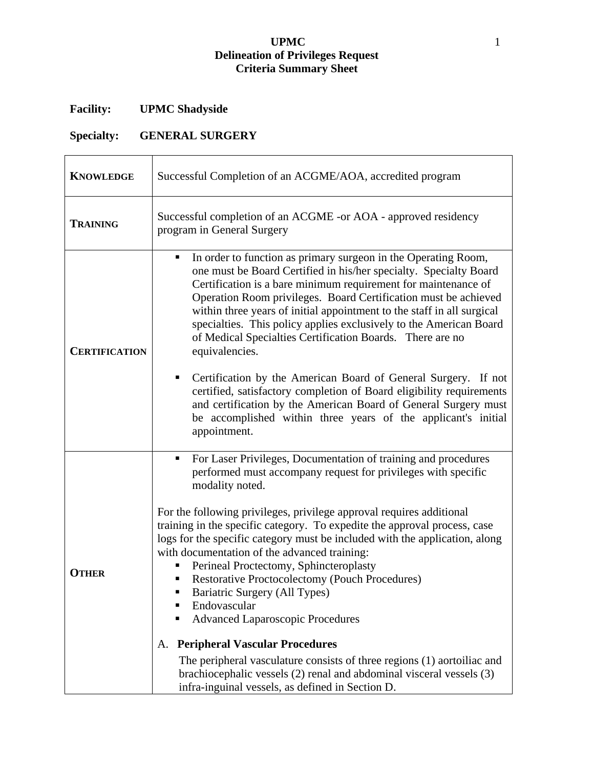**UPMC**
**Delineation of Privileges Request**
**Criteria Summary Sheet**

**Facility:** **UPMC Shadyside**

**Specialty:** **GENERAL SURGERY**

| | |
|---|---|
| **KNOWLEDGE** | Successful Completion of an ACGME/AOA, accredited program |
| **TRAINING** | Successful completion of an ACGME -or AOA - approved residency program in General Surgery |
| **CERTIFICATION** | ▪ In order to function as primary surgeon in the Operating Room, one must be Board Certified in his/her specialty. Specialty Board Certification is a bare minimum requirement for maintenance of Operation Room privileges. Board Certification must be achieved within three years of initial appointment to the staff in all surgical specialties. This policy applies exclusively to the American Board of Medical Specialties Certification Boards. There are no equivalencies.<br><br>▪ Certification by the American Board of General Surgery. If not certified, satisfactory completion of Board eligibility requirements and certification by the American Board of General Surgery must be accomplished within three years of the applicant's initial appointment. |
| **OTHER** | ▪ For Laser Privileges, Documentation of training and procedures performed must accompany request for privileges with specific modality noted.<br><br>For the following privileges, privilege approval requires additional training in the specific category. To expedite the approval process, case logs for the specific category must be included with the application, along with documentation of the advanced training:<br>▪ Perineal Proctectomy, Sphincteroplasty<br>▪ Restorative Proctocolectomy (Pouch Procedures)<br>▪ Bariatric Surgery (All Types)<br>▪ Endovascular<br>▪ Advanced Laparoscopic Procedures<br><br>A. **Peripheral Vascular Procedures**<br>The peripheral vasculature consists of three regions (1) aortoiliac and brachiocephalic vessels (2) renal and abdominal visceral vessels (3) infra-inguinal vessels, as defined in Section D. |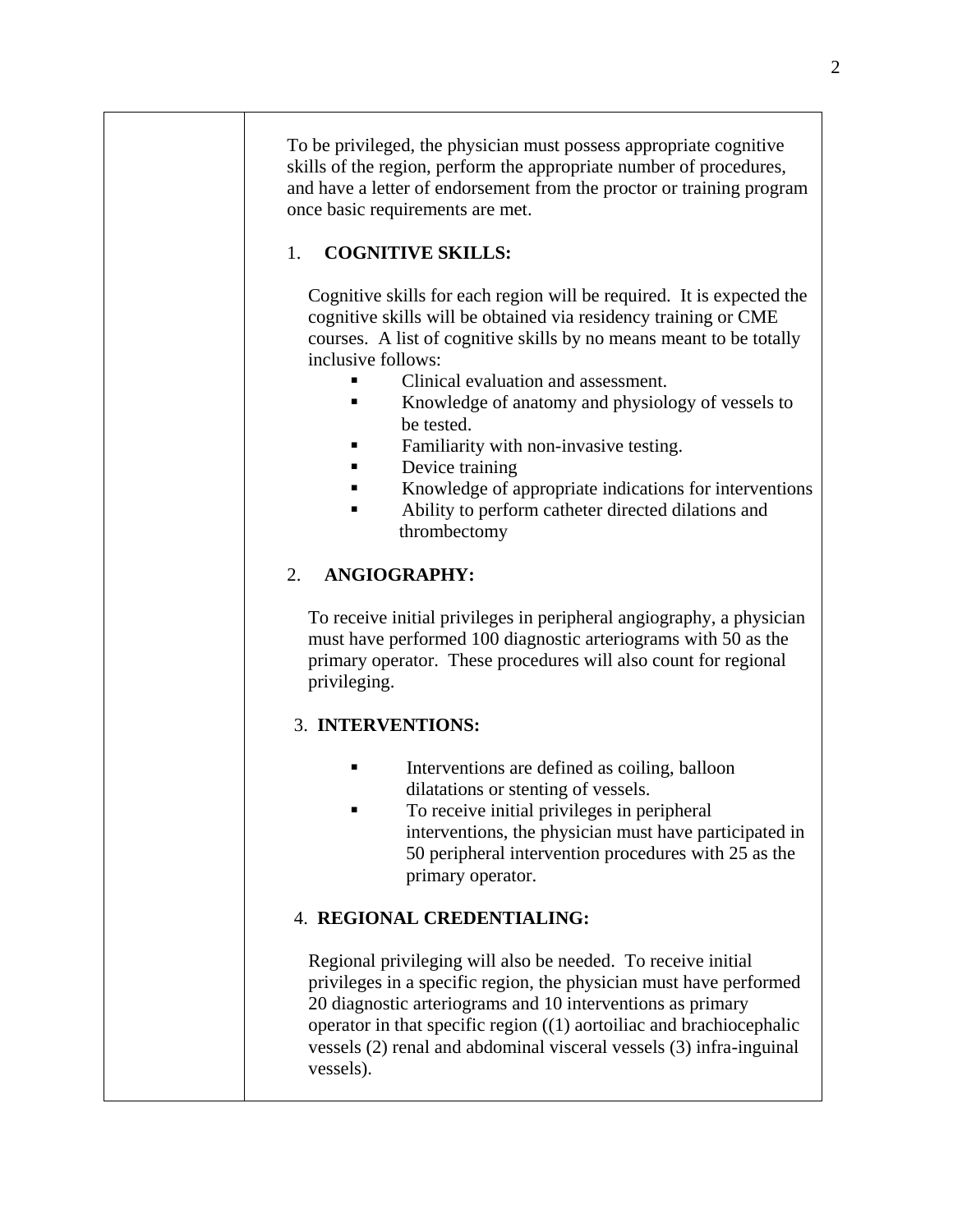To be privileged, the physician must possess appropriate cognitive skills of the region, perform the appropriate number of procedures, and have a letter of endorsement from the proctor or training program once basic requirements are met.

1. **COGNITIVE SKILLS:**

Cognitive skills for each region will be required. It is expected the cognitive skills will be obtained via residency training or CME courses. A list of cognitive skills by no means meant to be totally inclusive follows:

- Clinical evaluation and assessment.
- Knowledge of anatomy and physiology of vessels to be tested.
- Familiarity with non-invasive testing.
- Device training
- Knowledge of appropriate indications for interventions
- Ability to perform catheter directed dilations and thrombectomy

2. **ANGIOGRAPHY:**

To receive initial privileges in peripheral angiography, a physician must have performed 100 diagnostic arteriograms with 50 as the primary operator. These procedures will also count for regional privileging.

3. **INTERVENTIONS:**

- Interventions are defined as coiling, balloon dilatations or stenting of vessels.
- To receive initial privileges in peripheral interventions, the physician must have participated in 50 peripheral intervention procedures with 25 as the primary operator.

4. **REGIONAL CREDENTIALING:**

Regional privileging will also be needed. To receive initial privileges in a specific region, the physician must have performed 20 diagnostic arteriograms and 10 interventions as primary operator in that specific region ((1) aortoiliac and brachiocephalic vessels (2) renal and abdominal visceral vessels (3) infra-inguinal vessels).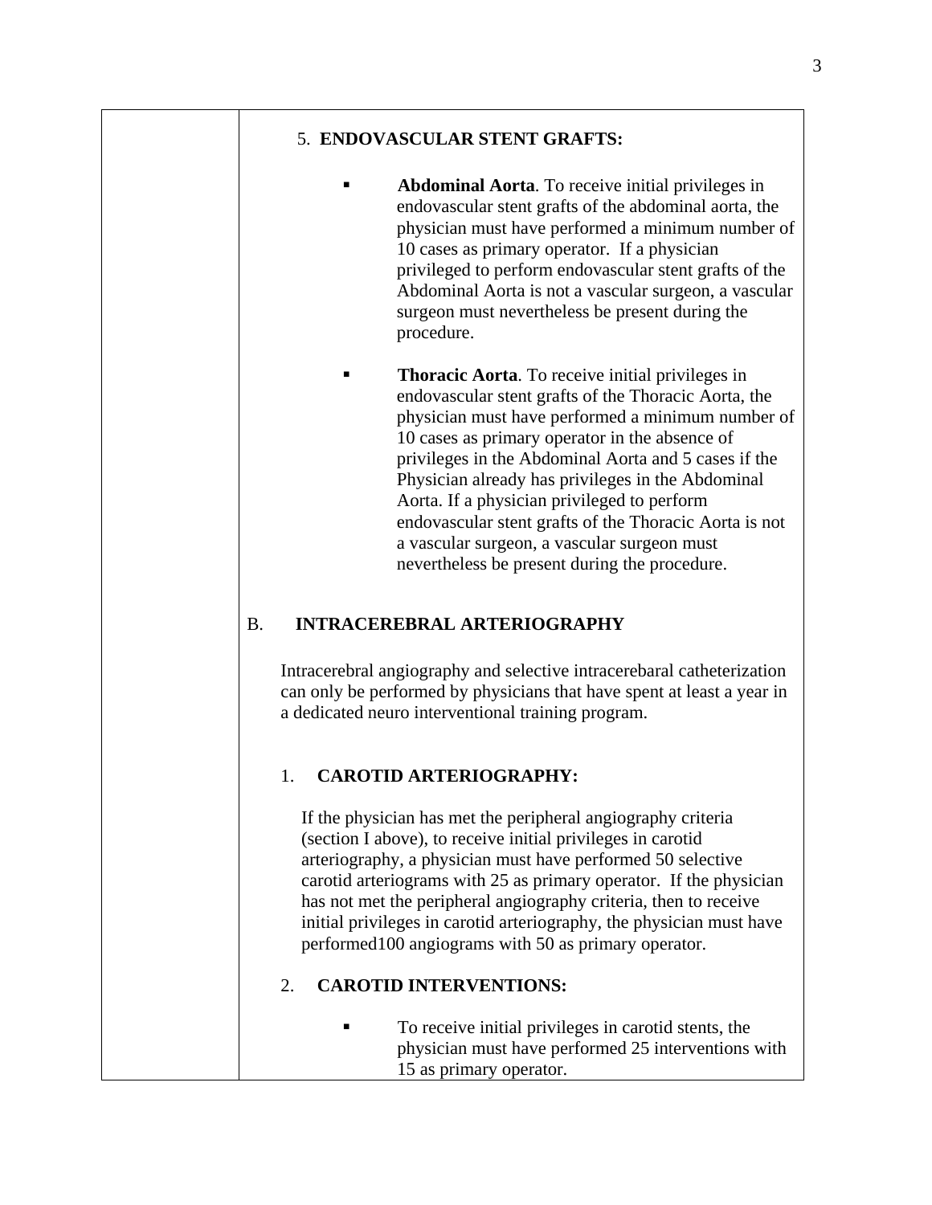5. **ENDOVASCULAR STENT GRAFTS:**

- **Abdominal Aorta**. To receive initial privileges in endovascular stent grafts of the abdominal aorta, the physician must have performed a minimum number of 10 cases as primary operator. If a physician privileged to perform endovascular stent grafts of the Abdominal Aorta is not a vascular surgeon, a vascular surgeon must nevertheless be present during the procedure.

- **Thoracic Aorta**. To receive initial privileges in endovascular stent grafts of the Thoracic Aorta, the physician must have performed a minimum number of 10 cases as primary operator in the absence of privileges in the Abdominal Aorta and 5 cases if the Physician already has privileges in the Abdominal Aorta. If a physician privileged to perform endovascular stent grafts of the Thoracic Aorta is not a vascular surgeon, a vascular surgeon must nevertheless be present during the procedure.

## B. INTRACEREBRAL ARTERIOGRAPHY

Intracerebral angiography and selective intracerebaral catheterization can only be performed by physicians that have spent at least a year in a dedicated neuro interventional training program.

### 1. CAROTID ARTERIOGRAPHY:

If the physician has met the peripheral angiography criteria (section I above), to receive initial privileges in carotid arteriography, a physician must have performed 50 selective carotid arteriograms with 25 as primary operator. If the physician has not met the peripheral angiography criteria, then to receive initial privileges in carotid arteriography, the physician must have performed100 angiograms with 50 as primary operator.

### 2. CAROTID INTERVENTIONS:

- To receive initial privileges in carotid stents, the physician must have performed 25 interventions with 15 as primary operator.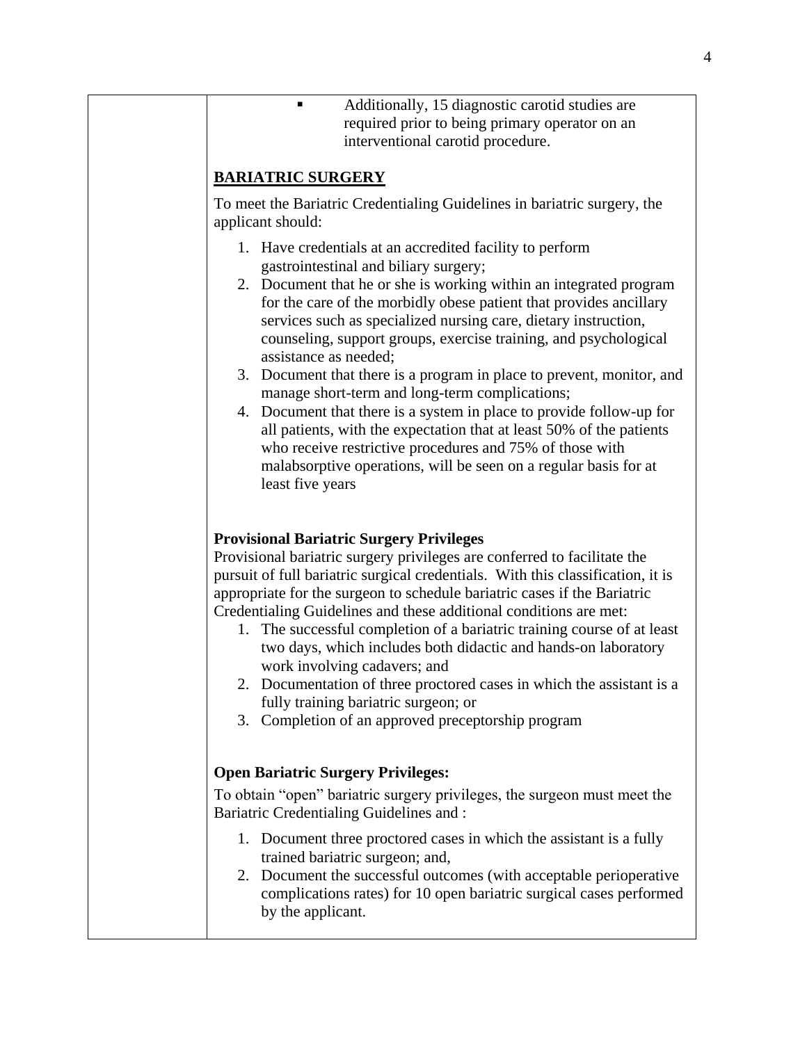- Additionally, 15 diagnostic carotid studies are required prior to being primary operator on an interventional carotid procedure.

**BARIATRIC SURGERY**

To meet the Bariatric Credentialing Guidelines in bariatric surgery, the applicant should:

1. Have credentials at an accredited facility to perform gastrointestinal and biliary surgery;
2. Document that he or she is working within an integrated program for the care of the morbidly obese patient that provides ancillary services such as specialized nursing care, dietary instruction, counseling, support groups, exercise training, and psychological assistance as needed;
3. Document that there is a program in place to prevent, monitor, and manage short-term and long-term complications;
4. Document that there is a system in place to provide follow-up for all patients, with the expectation that at least 50% of the patients who receive restrictive procedures and 75% of those with malabsorptive operations, will be seen on a regular basis for at least five years

**Provisional Bariatric Surgery Privileges**

Provisional bariatric surgery privileges are conferred to facilitate the pursuit of full bariatric surgical credentials. With this classification, it is appropriate for the surgeon to schedule bariatric cases if the Bariatric Credentialing Guidelines and these additional conditions are met:

1. The successful completion of a bariatric training course of at least two days, which includes both didactic and hands-on laboratory work involving cadavers; and
2. Documentation of three proctored cases in which the assistant is a fully training bariatric surgeon; or
3. Completion of an approved preceptorship program

**Open Bariatric Surgery Privileges:**

To obtain "open" bariatric surgery privileges, the surgeon must meet the Bariatric Credentialing Guidelines and :

1. Document three proctored cases in which the assistant is a fully trained bariatric surgeon; and,
2. Document the successful outcomes (with acceptable perioperative complications rates) for 10 open bariatric surgical cases performed by the applicant.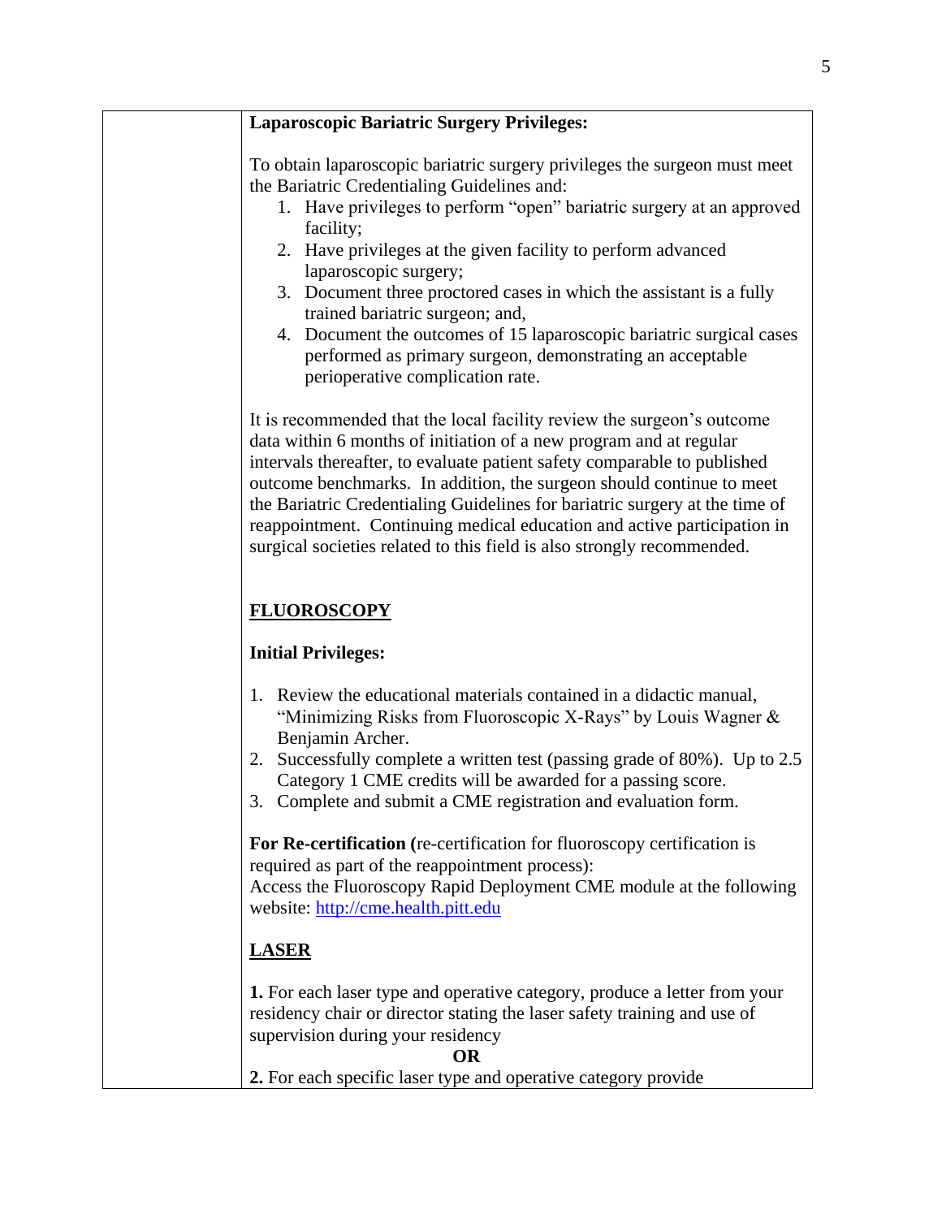**Laparoscopic Bariatric Surgery Privileges:**

To obtain laparoscopic bariatric surgery privileges the surgeon must meet the Bariatric Credentialing Guidelines and:

1. Have privileges to perform "open" bariatric surgery at an approved facility;
2. Have privileges at the given facility to perform advanced laparoscopic surgery;
3. Document three proctored cases in which the assistant is a fully trained bariatric surgeon; and,
4. Document the outcomes of 15 laparoscopic bariatric surgical cases performed as primary surgeon, demonstrating an acceptable perioperative complication rate.

It is recommended that the local facility review the surgeon's outcome data within 6 months of initiation of a new program and at regular intervals thereafter, to evaluate patient safety comparable to published outcome benchmarks. In addition, the surgeon should continue to meet the Bariatric Credentialing Guidelines for bariatric surgery at the time of reappointment. Continuing medical education and active participation in surgical societies related to this field is also strongly recommended.

## FLUOROSCOPY

**Initial Privileges:**

1. Review the educational materials contained in a didactic manual, "Minimizing Risks from Fluoroscopic X-Rays" by Louis Wagner & Benjamin Archer.
2. Successfully complete a written test (passing grade of 80%). Up to 2.5 Category 1 CME credits will be awarded for a passing score.
3. Complete and submit a CME registration and evaluation form.

**For Re-certification (**re-certification for fluoroscopy certification is required as part of the reappointment process):
Access the Fluoroscopy Rapid Deployment CME module at the following website: http://cme.health.pitt.edu

## LASER

**1.** For each laser type and operative category, produce a letter from your residency chair or director stating the laser safety training and use of supervision during your residency

**OR**

**2.** For each specific laser type and operative category provide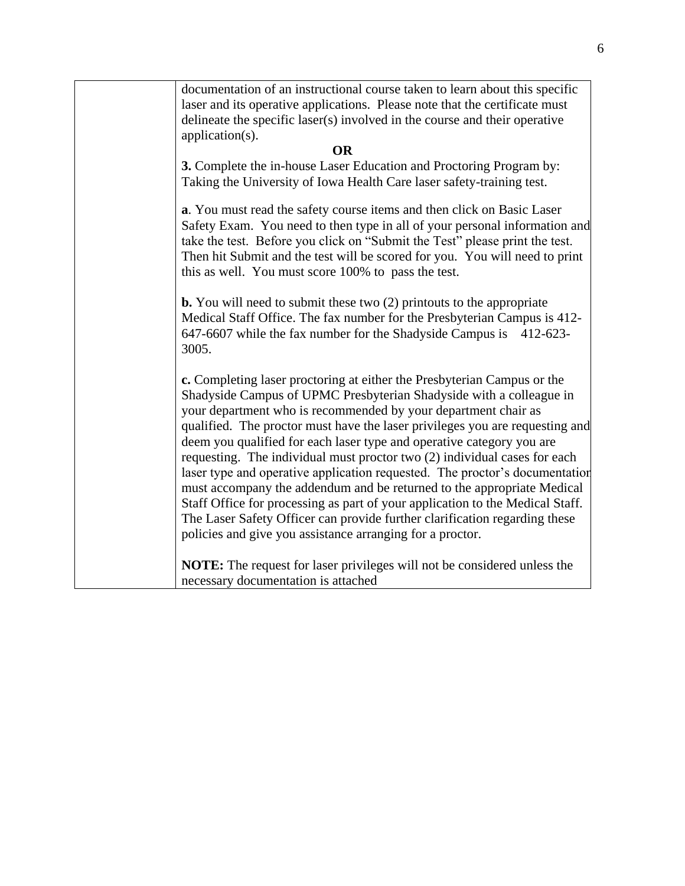| | |
|---|---|
| | documentation of an instructional course taken to learn about this specific laser and its operative applications. Please note that the certificate must delineate the specific laser(s) involved in the course and their operative application(s).<br><br>**OR**<br><br>**3.** Complete the in-house Laser Education and Proctoring Program by: Taking the University of Iowa Health Care laser safety-training test.<br><br>**a**. You must read the safety course items and then click on Basic Laser Safety Exam. You need to then type in all of your personal information and take the test. Before you click on "Submit the Test" please print the test. Then hit Submit and the test will be scored for you. You will need to print this as well. You must score 100% to pass the test.<br><br>**b.** You will need to submit these two (2) printouts to the appropriate Medical Staff Office. The fax number for the Presbyterian Campus is 412-647-6607 while the fax number for the Shadyside Campus is 412-623-3005.<br><br>**c.** Completing laser proctoring at either the Presbyterian Campus or the Shadyside Campus of UPMC Presbyterian Shadyside with a colleague in your department who is recommended by your department chair as qualified. The proctor must have the laser privileges you are requesting and deem you qualified for each laser type and operative category you are requesting. The individual must proctor two (2) individual cases for each laser type and operative application requested. The proctor's documentation must accompany the addendum and be returned to the appropriate Medical Staff Office for processing as part of your application to the Medical Staff. The Laser Safety Officer can provide further clarification regarding these policies and give you assistance arranging for a proctor.<br><br>**NOTE:** The request for laser privileges will not be considered unless the necessary documentation is attached |